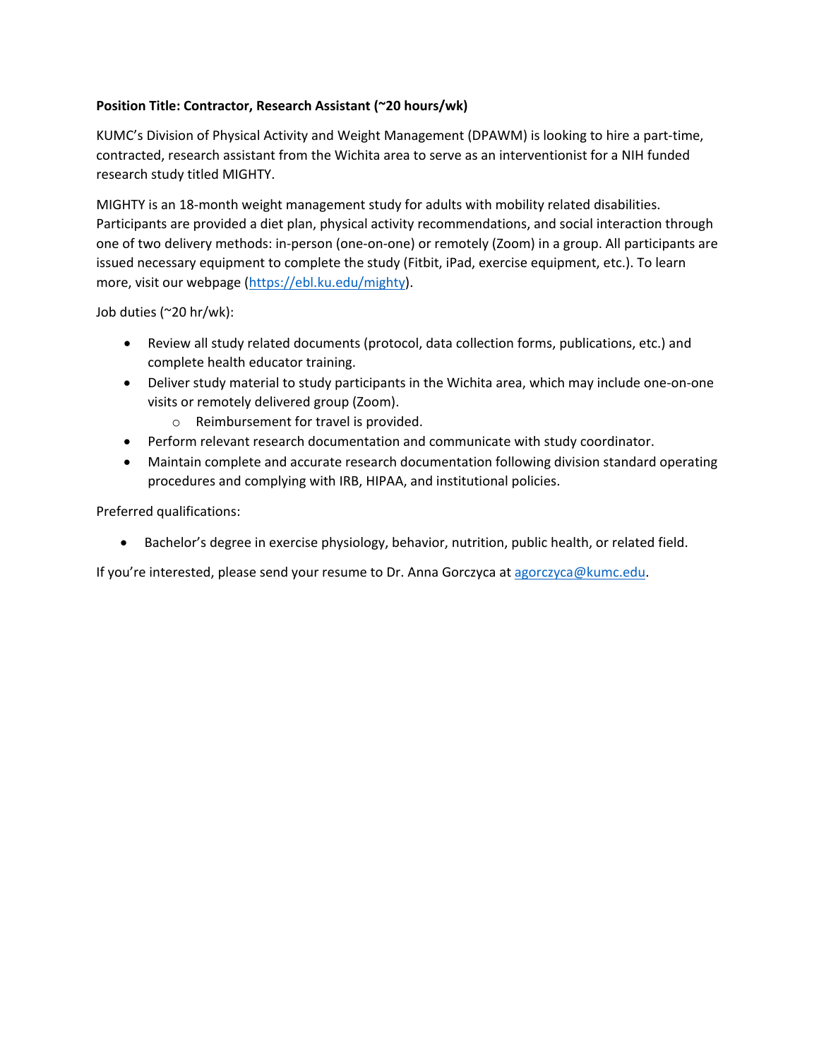**Position Title: Contractor, Research Assistant (~20 hours/wk)**

KUMC's Division of Physical Activity and Weight Management (DPAWM) is looking to hire a part-time, contracted, research assistant from the Wichita area to serve as an interventionist for a NIH funded research study titled MIGHTY.

MIGHTY is an 18-month weight management study for adults with mobility related disabilities. Participants are provided a diet plan, physical activity recommendations, and social interaction through one of two delivery methods: in-person (one-on-one) or remotely (Zoom) in a group. All participants are issued necessary equipment to complete the study (Fitbit, iPad, exercise equipment, etc.). To learn more, visit our webpage (https://ebl.ku.edu/mighty).

Job duties (~20 hr/wk):

- Review all study related documents (protocol, data collection forms, publications, etc.) and complete health educator training.
- Deliver study material to study participants in the Wichita area, which may include one-on-one visits or remotely delivered group (Zoom).
  - Reimbursement for travel is provided.
- Perform relevant research documentation and communicate with study coordinator.
- Maintain complete and accurate research documentation following division standard operating procedures and complying with IRB, HIPAA, and institutional policies.

Preferred qualifications:

- Bachelor's degree in exercise physiology, behavior, nutrition, public health, or related field.

If you're interested, please send your resume to Dr. Anna Gorczyca at agorczyca@kumc.edu.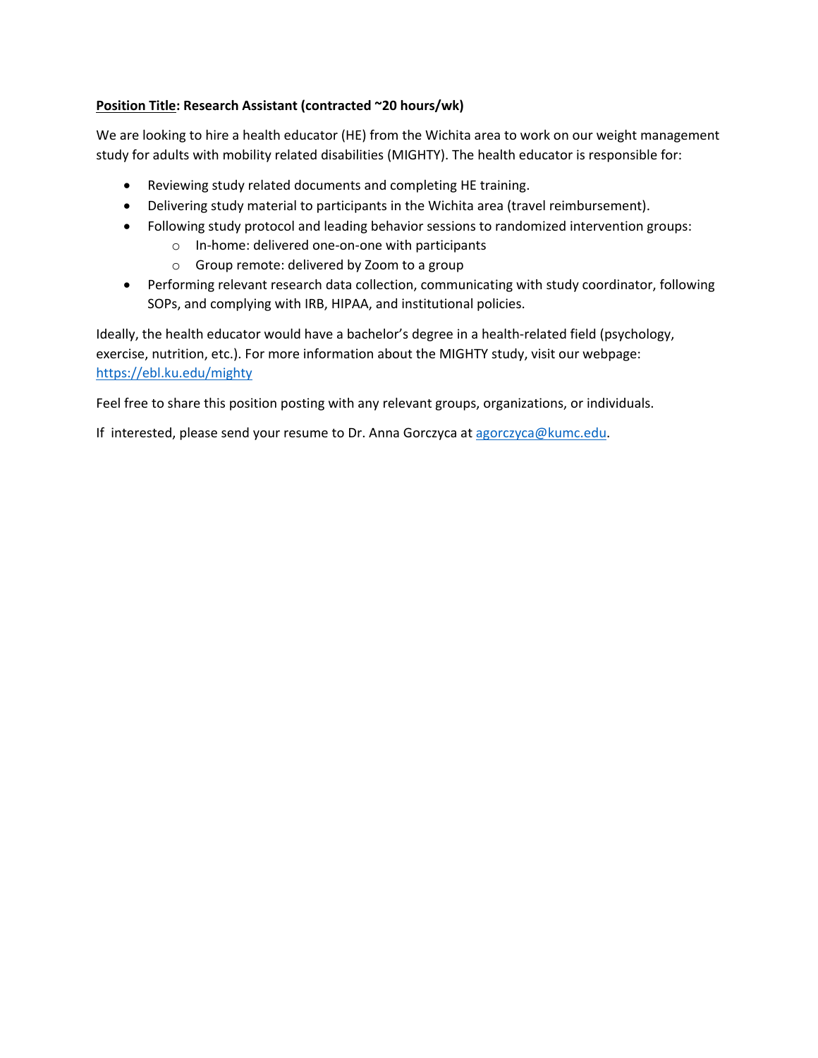**<u>Position Title</u>: Research Assistant (contracted ~20 hours/wk)**

We are looking to hire a health educator (HE) from the Wichita area to work on our weight management study for adults with mobility related disabilities (MIGHTY). The health educator is responsible for:

- Reviewing study related documents and completing HE training.
- Delivering study material to participants in the Wichita area (travel reimbursement).
- Following study protocol and leading behavior sessions to randomized intervention groups:
  - In-home: delivered one-on-one with participants
  - Group remote: delivered by Zoom to a group
- Performing relevant research data collection, communicating with study coordinator, following SOPs, and complying with IRB, HIPAA, and institutional policies.

Ideally, the health educator would have a bachelor's degree in a health-related field (psychology, exercise, nutrition, etc.). For more information about the MIGHTY study, visit our webpage: [https://ebl.ku.edu/mighty](https://ebl.ku.edu/mighty)

Feel free to share this position posting with any relevant groups, organizations, or individuals.

If interested, please send your resume to Dr. Anna Gorczyca at [agorczyca@kumc.edu](mailto:agorczyca@kumc.edu).